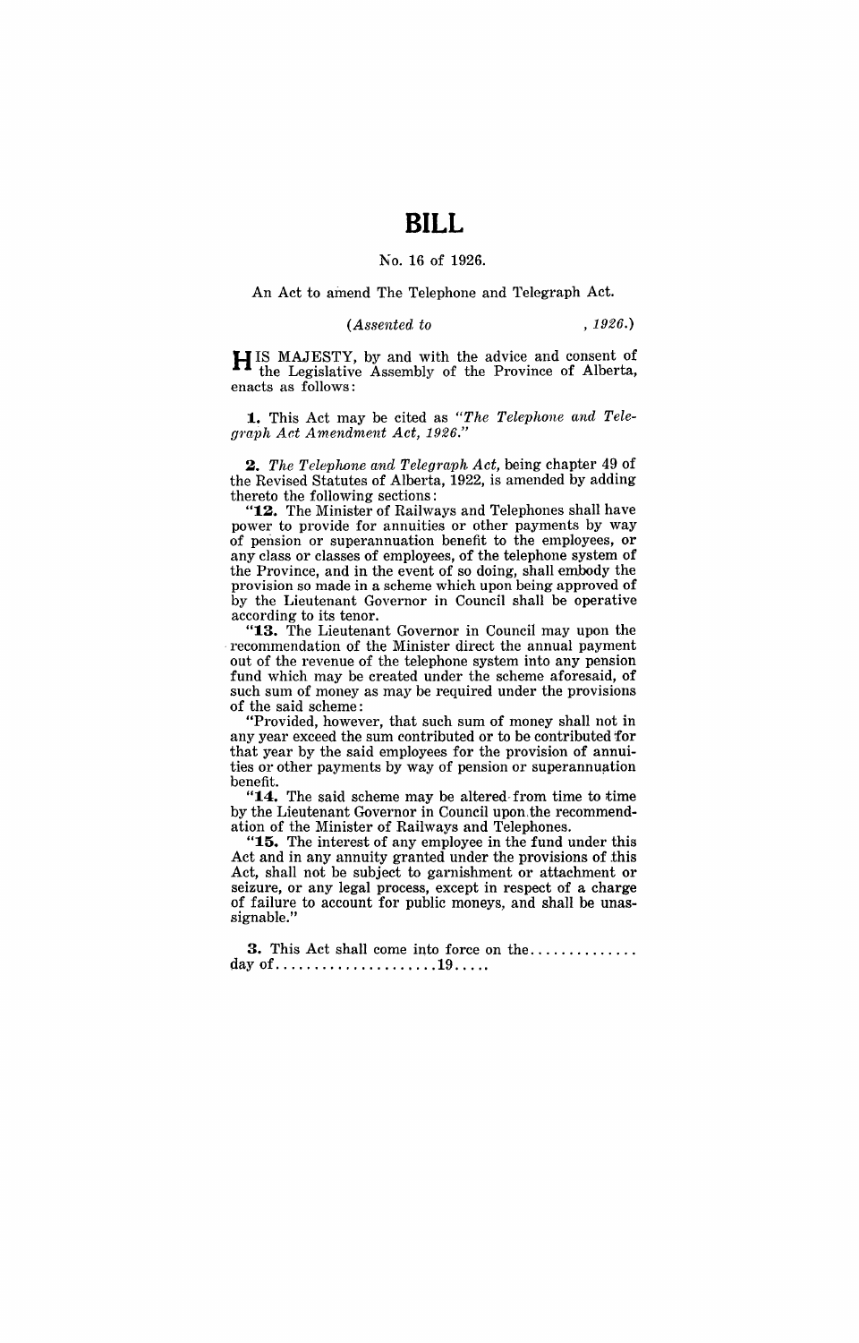# BILL

No. 16 of 1926.

An Act to amend The Telephone and Telegraph Act.

*(Assented to , 1926.)*

HIS MAJESTY, by and with the advice and consent of the Legislative Assembly of the Province of Alberta, enacts as follows:

**1.** This Act may be cited as *"The Telephone and Telegraph Act Amendment Act, 1926."*

**2.** *The Telephone and Telegraph Act,* being chapter 49 of the Revised Statutes of Alberta, 1922, is amended by adding thereto the following sections:

"**12.** The Minister of Railways and Telephones shall have power to provide for annuities or other payments by way of pension or superannuation benefit to the employees, or any class or classes of employees, of the telephone system of the Province, and in the event of so doing, shall embody the provision so made in a scheme which upon being approved of by the Lieutenant Governor in Council shall be operative according to its tenor.

"**13.** The Lieutenant Governor in Council may upon the recommendation of the Minister direct the annual payment out of the revenue of the telephone system into any pension fund which may be created under the scheme aforesaid, of such sum of money as may be required under the provisions of the said scheme:

"Provided, however, that such sum of money shall not in any year exceed the sum contributed or to be contributed for that year by the said employees for the provision of annuities or other payments by way of pension or superannuation benefit.

"**14.** The said scheme may be altered from time to time by the Lieutenant Governor in Council upon the recommendation of the Minister of Railways and Telephones.

"**15.** The interest of any employee in the fund under this Act and in any annuity granted under the provisions of this Act, shall not be subject to garnishment or attachment or seizure, or any legal process, except in respect of a charge of failure to account for public moneys, and shall be unassignable."

**3.** This Act shall come into force on the.............. day of.....................19.....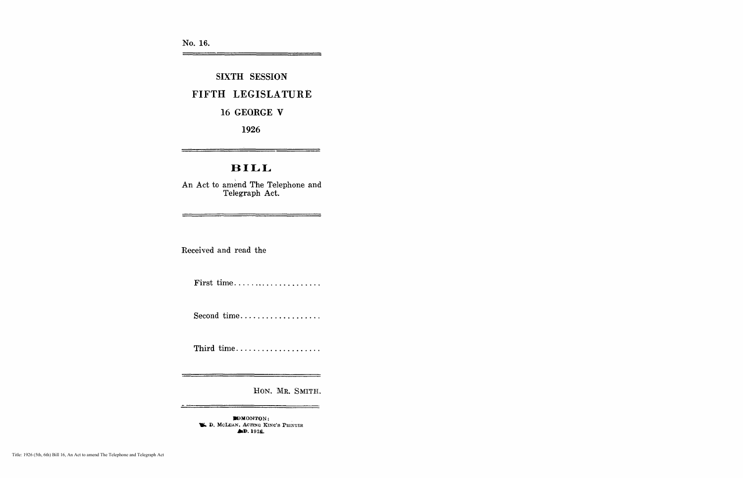No. 16.

# SIXTH SESSION

# FIFTH LEGISLATURE

## 16 GEORGE V

## 1926

# BILL

An Act to amend The Telephone and Telegraph Act.

Received and read the

First time....................

Second time..................

Third time...................

HON. MR. SMITH.

EDMONTON:
W. D. McLEAN, ACTING KING'S PRINTER
A.D. 1926.